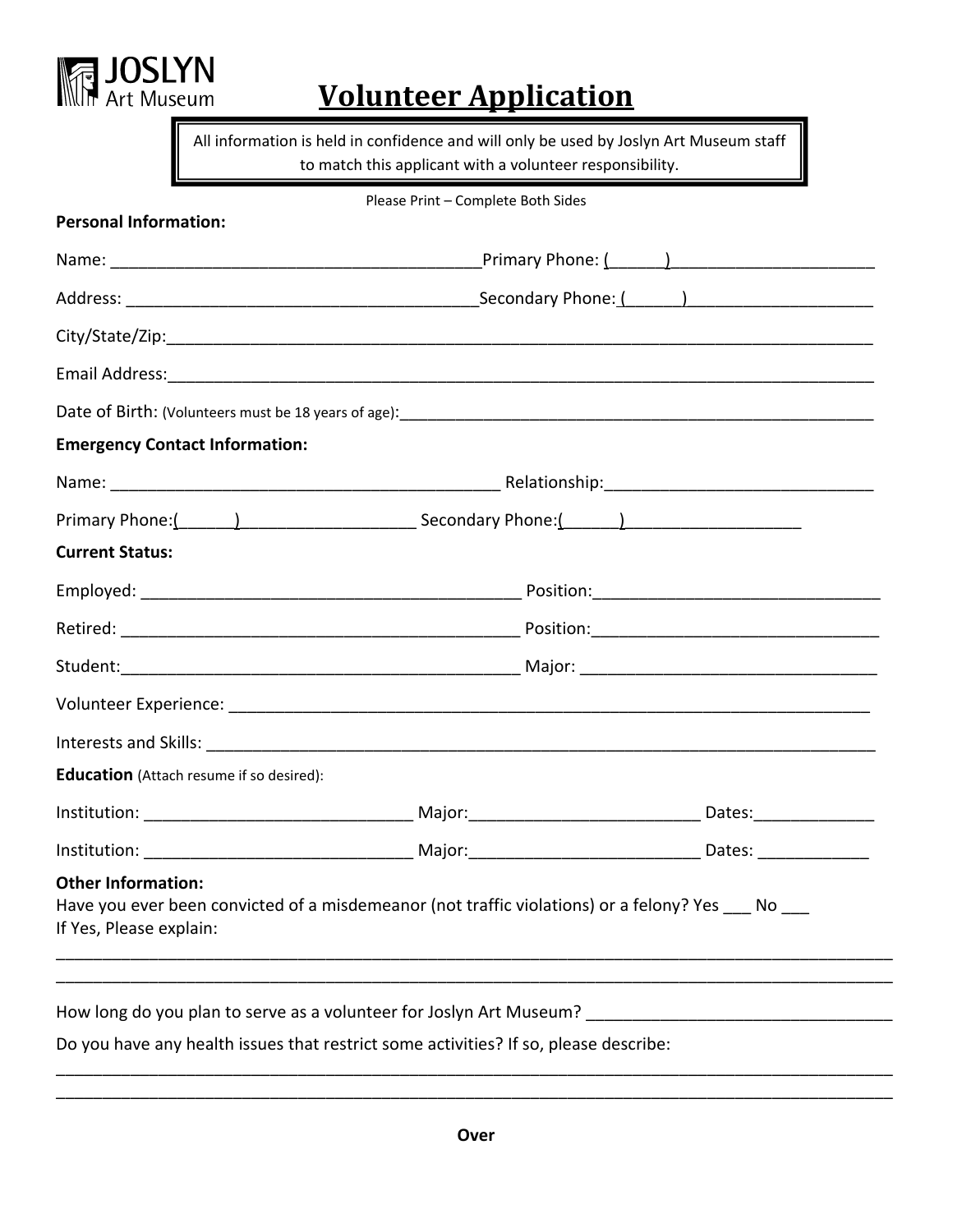JOSLYN Art Museum

# Volunteer Application

> All information is held in confidence and will only be used by Joslyn Art Museum staff to match this applicant with a volunteer responsibility.

Please Print – Complete Both Sides

**Personal Information:**

Name: ________________________________________ Primary Phone: (______)______________________

Address: ______________________________________ Secondary Phone: (______)____________________

City/State/Zip:_________________________________________________________________________

Email Address:_________________________________________________________________________

Date of Birth: (Volunteers must be 18 years of age):______________________________________________

**Emergency Contact Information:**

Name: __________________________________________ Relationship:_____________________________

Primary Phone:(______)___________________ Secondary Phone:(______)___________________

**Current Status:**

Employed: _________________________________________ Position:_______________________________

Retired: ___________________________________________ Position:_______________________________

Student:___________________________________________ Major: ________________________________

Volunteer Experience: ___________________________________________________________________

Interests and Skills: _____________________________________________________________________

**Education** (Attach resume if so desired):

Institution: ____________________________ Major:________________________ Dates:_____________

Institution: ____________________________ Major:________________________ Dates: ____________

**Other Information:**

Have you ever been convicted of a misdemeanor (not traffic violations) or a felony? Yes ___ No ___

If Yes, Please explain:

_____________________________________________________________________________________________

_____________________________________________________________________________________________

How long do you plan to serve as a volunteer for Joslyn Art Museum? ________________________________

Do you have any health issues that restrict some activities? If so, please describe:

_____________________________________________________________________________________________

_____________________________________________________________________________________________

**Over**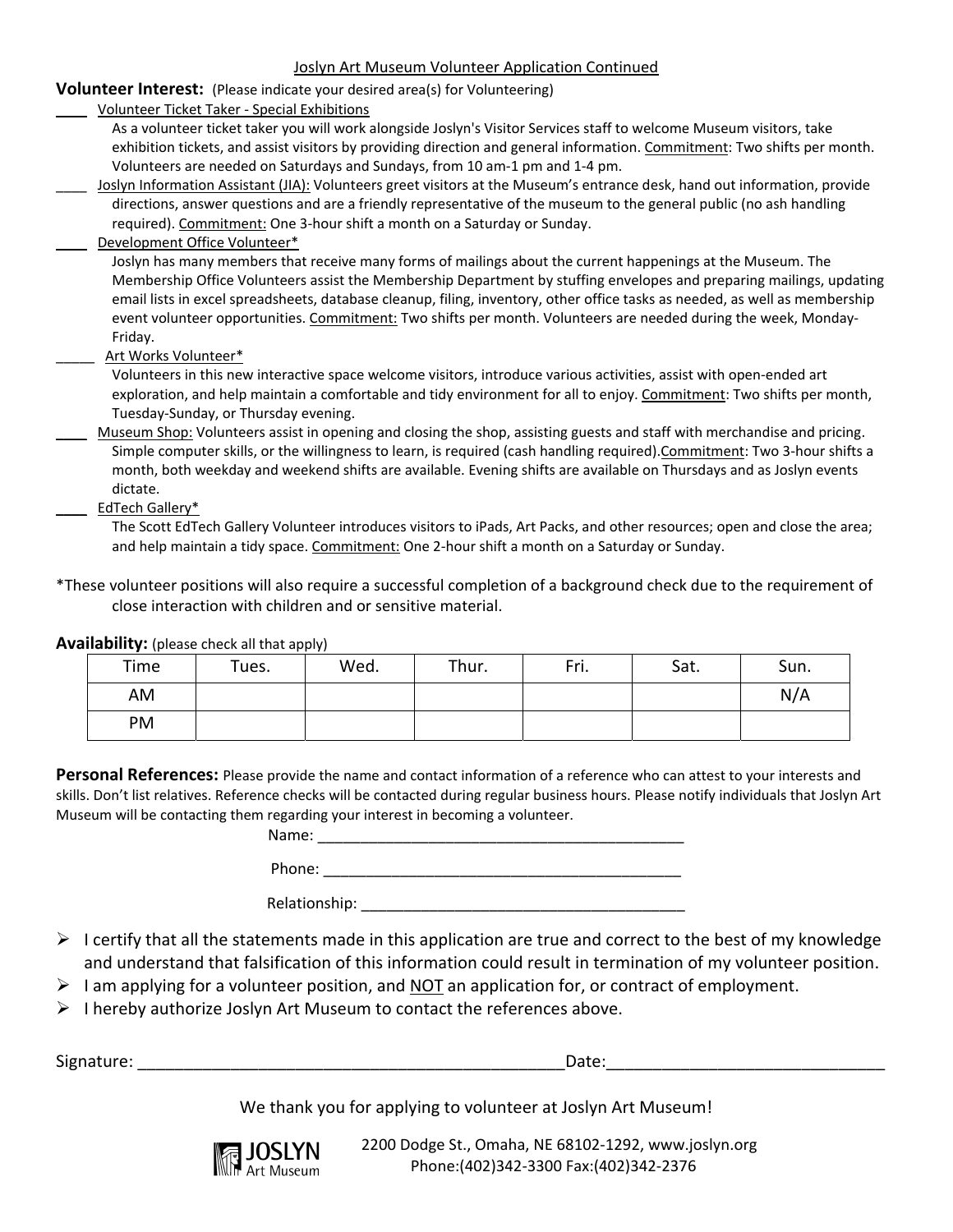Joslyn Art Museum Volunteer Application Continued

**Volunteer Interest:** (Please indicate your desired area(s) for Volunteering)

____ Volunteer Ticket Taker - Special Exhibitions

As a volunteer ticket taker you will work alongside Joslyn's Visitor Services staff to welcome Museum visitors, take exhibition tickets, and assist visitors by providing direction and general information. Commitment: Two shifts per month. Volunteers are needed on Saturdays and Sundays, from 10 am-1 pm and 1-4 pm.

____ Joslyn Information Assistant (JIA): Volunteers greet visitors at the Museum's entrance desk, hand out information, provide directions, answer questions and are a friendly representative of the museum to the general public (no ash handling required). Commitment: One 3-hour shift a month on a Saturday or Sunday.

____ Development Office Volunteer*

Joslyn has many members that receive many forms of mailings about the current happenings at the Museum. The Membership Office Volunteers assist the Membership Department by stuffing envelopes and preparing mailings, updating email lists in excel spreadsheets, database cleanup, filing, inventory, other office tasks as needed, as well as membership event volunteer opportunities. Commitment: Two shifts per month. Volunteers are needed during the week, Monday-Friday.

_____ Art Works Volunteer*

Volunteers in this new interactive space welcome visitors, introduce various activities, assist with open-ended art exploration, and help maintain a comfortable and tidy environment for all to enjoy. Commitment: Two shifts per month, Tuesday-Sunday, or Thursday evening.

____ Museum Shop: Volunteers assist in opening and closing the shop, assisting guests and staff with merchandise and pricing. Simple computer skills, or the willingness to learn, is required (cash handling required).Commitment: Two 3-hour shifts a month, both weekday and weekend shifts are available. Evening shifts are available on Thursdays and as Joslyn events dictate.

____ EdTech Gallery*

The Scott EdTech Gallery Volunteer introduces visitors to iPads, Art Packs, and other resources; open and close the area; and help maintain a tidy space. Commitment: One 2-hour shift a month on a Saturday or Sunday.

*These volunteer positions will also require a successful completion of a background check due to the requirement of close interaction with children and or sensitive material.

**Availability:** (please check all that apply)

| Time | Tues. | Wed. | Thur. | Fri. | Sat. | Sun. |
|---|---|---|---|---|---|---|
| AM | | | | | | N/A |
| PM | | | | | | |

**Personal References:** Please provide the name and contact information of a reference who can attest to your interests and skills. Don't list relatives. Reference checks will be contacted during regular business hours. Please notify individuals that Joslyn Art Museum will be contacting them regarding your interest in becoming a volunteer.

Name: ____________________________________________

Phone: ___________________________________________

Relationship: ______________________________________

- I certify that all the statements made in this application are true and correct to the best of my knowledge and understand that falsification of this information could result in termination of my volunteer position.
- I am applying for a volunteer position, and NOT an application for, or contract of employment.
- I hereby authorize Joslyn Art Museum to contact the references above.

Signature: ______________________________________________ Date:_____________________________

We thank you for applying to volunteer at Joslyn Art Museum!

JOSLYN Art Museum

2200 Dodge St., Omaha, NE 68102-1292, www.joslyn.org
Phone:(402)342-3300 Fax:(402)342-2376